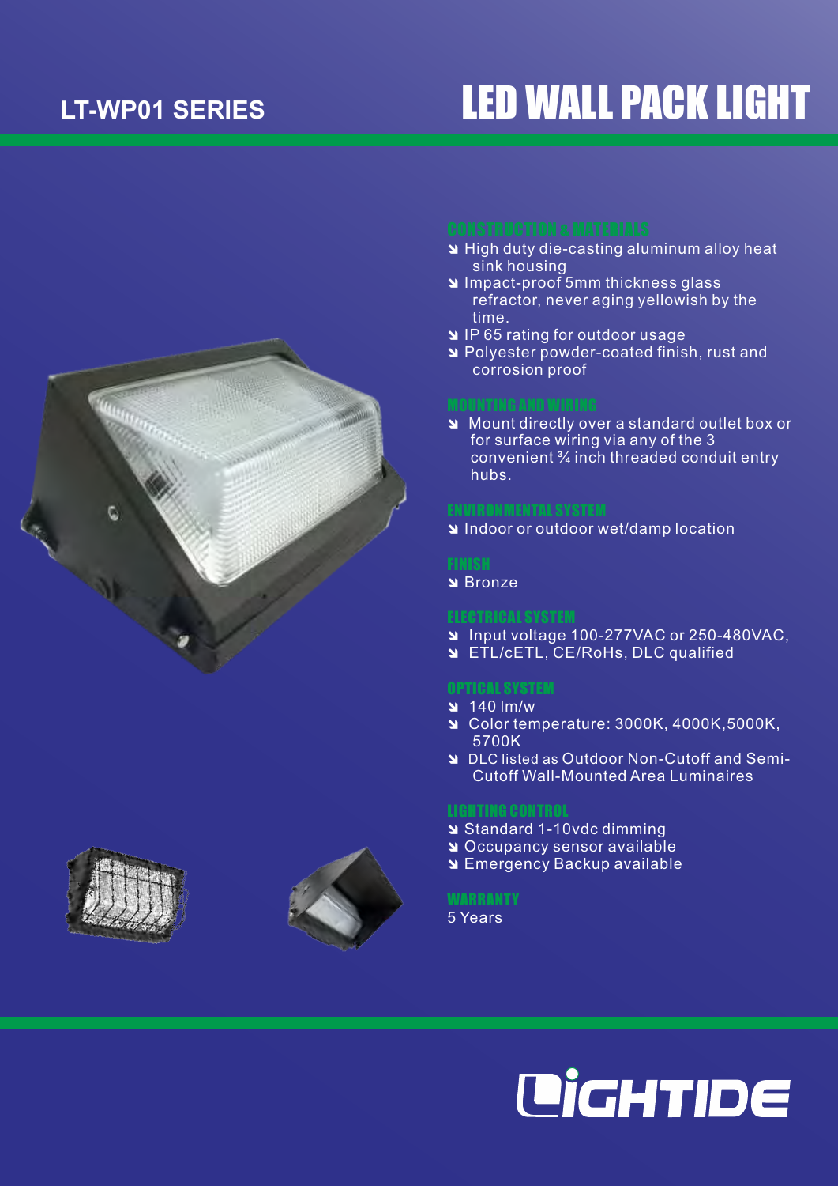# LT-WP01 SERIES

# LED WALL PACK LIGHT

## CONSTRUCTION & MATERIALS

- High duty die-casting aluminum alloy heat sink housing
- Impact-proof 5mm thickness glass refractor, never aging yellowish by the time.
- IP 65 rating for outdoor usage
- Polyester powder-coated finish, rust and corrosion proof

## MOUNTING AND WIRING

- Mount directly over a standard outlet box or for surface wiring via any of the 3 convenient ¾ inch threaded conduit entry hubs.

## ENVIRONMENTAL SYSTEM

- Indoor or outdoor wet/damp location

## FINISH

- Bronze

## ELECTRICAL SYSTEM

- Input voltage 100-277VAC or 250-480VAC,
- ETL/cETL, CE/RoHs, DLC qualified

## OPTICAL SYSTEM

- 140 lm/w
- Color temperature: 3000K, 4000K,5000K, 5700K
- DLC listed as Outdoor Non-Cutoff and Semi-Cutoff Wall-Mounted Area Luminaires

## LIGHTING CONTROL

- Standard 1-10vdc dimming
- Occupancy sensor available
- Emergency Backup available

## WARRANTY

5 Years

LIGHTIDE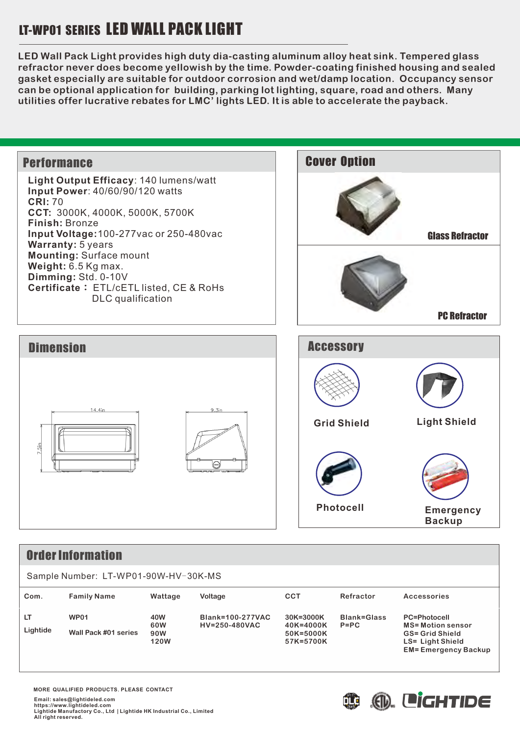# LT-WP01 SERIES LED WALL PACK LIGHT

**LED Wall Pack Light provides high duty dia-casting aluminum alloy heat sink. Tempered glass refractor never does become yellowish by the time. Powder-coating finished housing and sealed gasket especially are suitable for outdoor corrosion and wet/damp location. Occupancy sensor can be optional application for building, parking lot lighting, square, road and others. Many utilities offer lucrative rebates for LMC' lights LED. It is able to accelerate the payback.**

## Performance

**Light Output Efficacy**: 140 lumens/watt
**Input Power**: 40/60/90/120 watts
**CRI:** 70
**CCT:** 3000K, 4000K, 5000K, 5700K
**Finish:** Bronze
**Input Voltage:** 100-277vac or 250-480vac
**Warranty:** 5 years
**Mounting:** Surface mount
**Weight:** 6.5 Kg max.
**Dimming:** Std. 0-10V
**Certificate：** ETL/cETL listed, CE & RoHs
DLC qualification

## Cover Option

Glass Refractor

PC Refractor

## Dimension

14.4in

7.5in

9.3in

## Accessory

Grid Shield

Light Shield

Photocell

Emergency Backup

## Order Information

Sample Number: LT-WP01-90W-HV-30K-MS

| Com. | Family Name | Wattage | Voltage | CCT | Refractor | Accessories |
|---|---|---|---|---|---|---|
| LT<br>Lightide | WP01<br>Wall Pack #01 series | 40W<br>60W<br>90W<br>120W | Blank=100-277VAC<br>HV=250-480VAC | 30K=3000K<br>40K=4000K<br>50K=5000K<br>57K=5700K | Blank=Glass<br>P=PC | PC=Photocell<br>MS= Motion sensor<br>GS= Grid Shield<br>LS= Light Shield<br>EM= Emergency Backup |

MORE QUALIFIED PRODUCTS, PLEASE CONTACT

Email: sales@lightideled.com
https://www.lightideled.com
Lightide Manufactory Co., Ltd | Lightide HK Industrial Co., Limited
All right reserved.

LIGHTIDE